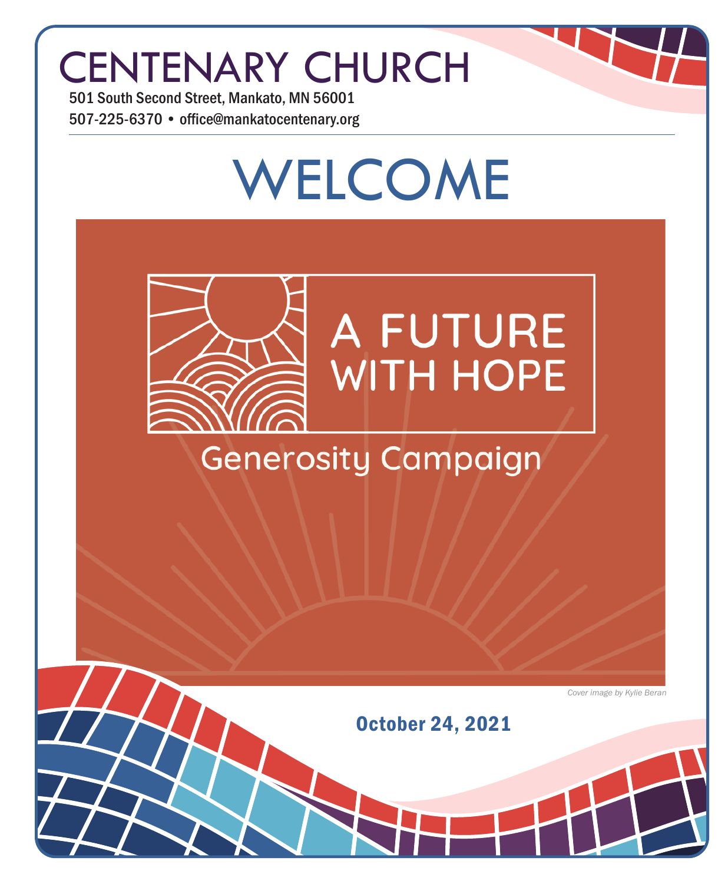# CENTENARY CHURCH

501 South Second Street, Mankato, MN 56001

507-225-6370 • office@mankatocentenary.org

# WELCOME

A FUTURE WITH HOPE

Generosity Campaign

*Cover image by Kylie Beran*

**October 24, 2021**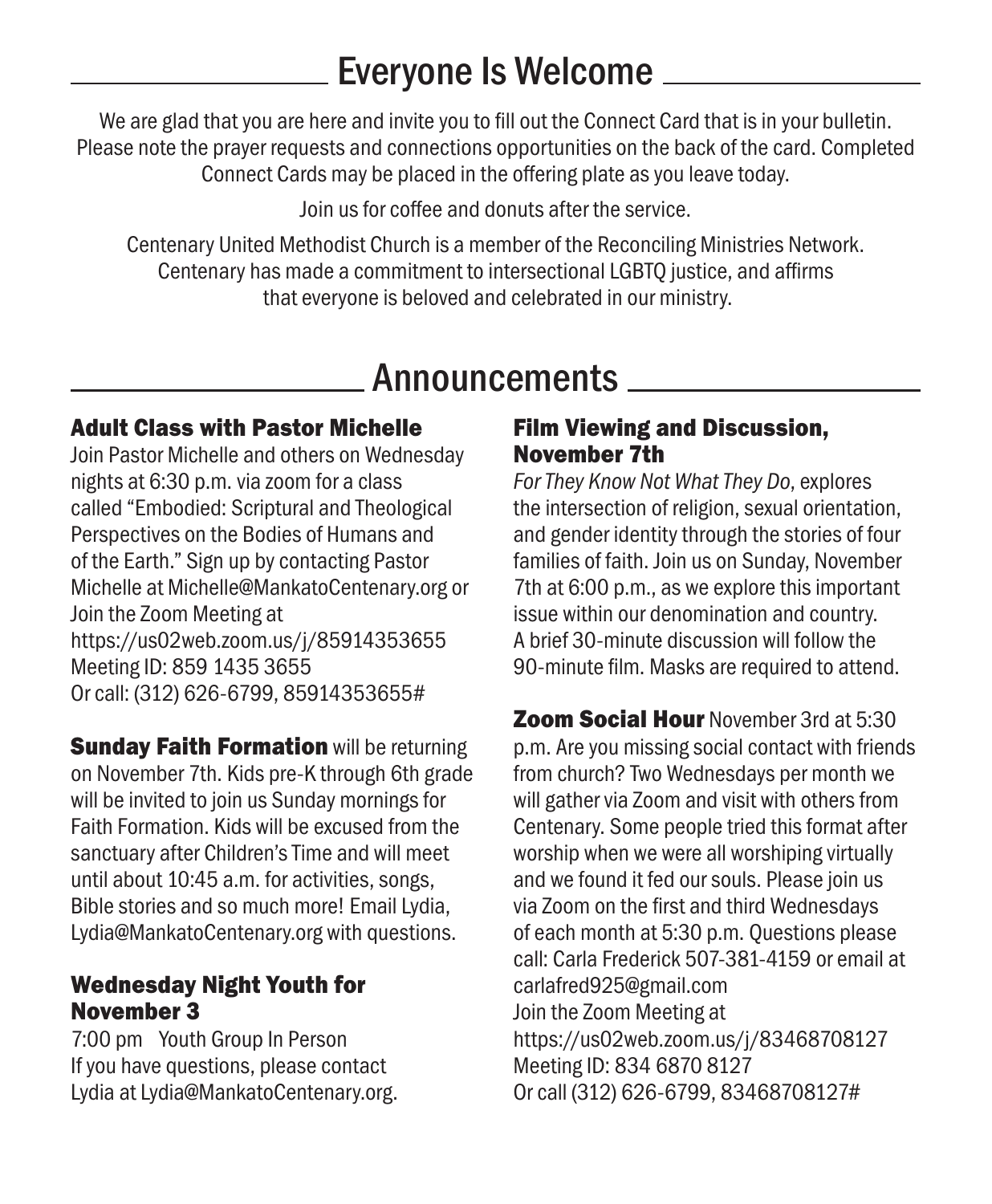## Everyone Is Welcome

We are glad that you are here and invite you to fill out the Connect Card that is in your bulletin. Please note the prayer requests and connections opportunities on the back of the card. Completed Connect Cards may be placed in the offering plate as you leave today.

Join us for coffee and donuts after the service.

Centenary United Methodist Church is a member of the Reconciling Ministries Network. Centenary has made a commitment to intersectional LGBTQ justice, and affirms that everyone is beloved and celebrated in our ministry.

## Announcements

### Adult Class with Pastor Michelle

Join Pastor Michelle and others on Wednesday nights at 6:30 p.m. via zoom for a class called "Embodied: Scriptural and Theological Perspectives on the Bodies of Humans and of the Earth." Sign up by contacting Pastor Michelle at Michelle@MankatoCentenary.org or Join the Zoom Meeting at
https://us02web.zoom.us/j/85914353655
Meeting ID: 859 1435 3655
Or call: (312) 626-6799, 85914353655#

**Sunday Faith Formation** will be returning on November 7th. Kids pre-K through 6th grade will be invited to join us Sunday mornings for Faith Formation. Kids will be excused from the sanctuary after Children's Time and will meet until about 10:45 a.m. for activities, songs, Bible stories and so much more! Email Lydia, Lydia@MankatoCentenary.org with questions.

### Wednesday Night Youth for November 3

7:00 pm Youth Group In Person
If you have questions, please contact Lydia at Lydia@MankatoCentenary.org.

### Film Viewing and Discussion, November 7th

*For They Know Not What They Do*, explores the intersection of religion, sexual orientation, and gender identity through the stories of four families of faith. Join us on Sunday, November 7th at 6:00 p.m., as we explore this important issue within our denomination and country. A brief 30-minute discussion will follow the 90-minute film. Masks are required to attend.

**Zoom Social Hour** November 3rd at 5:30 p.m. Are you missing social contact with friends from church? Two Wednesdays per month we will gather via Zoom and visit with others from Centenary. Some people tried this format after worship when we were all worshiping virtually and we found it fed our souls. Please join us via Zoom on the first and third Wednesdays of each month at 5:30 p.m. Questions please call: Carla Frederick 507-381-4159 or email at carlafred925@gmail.com
Join the Zoom Meeting at
https://us02web.zoom.us/j/83468708127
Meeting ID: 834 6870 8127
Or call (312) 626-6799, 83468708127#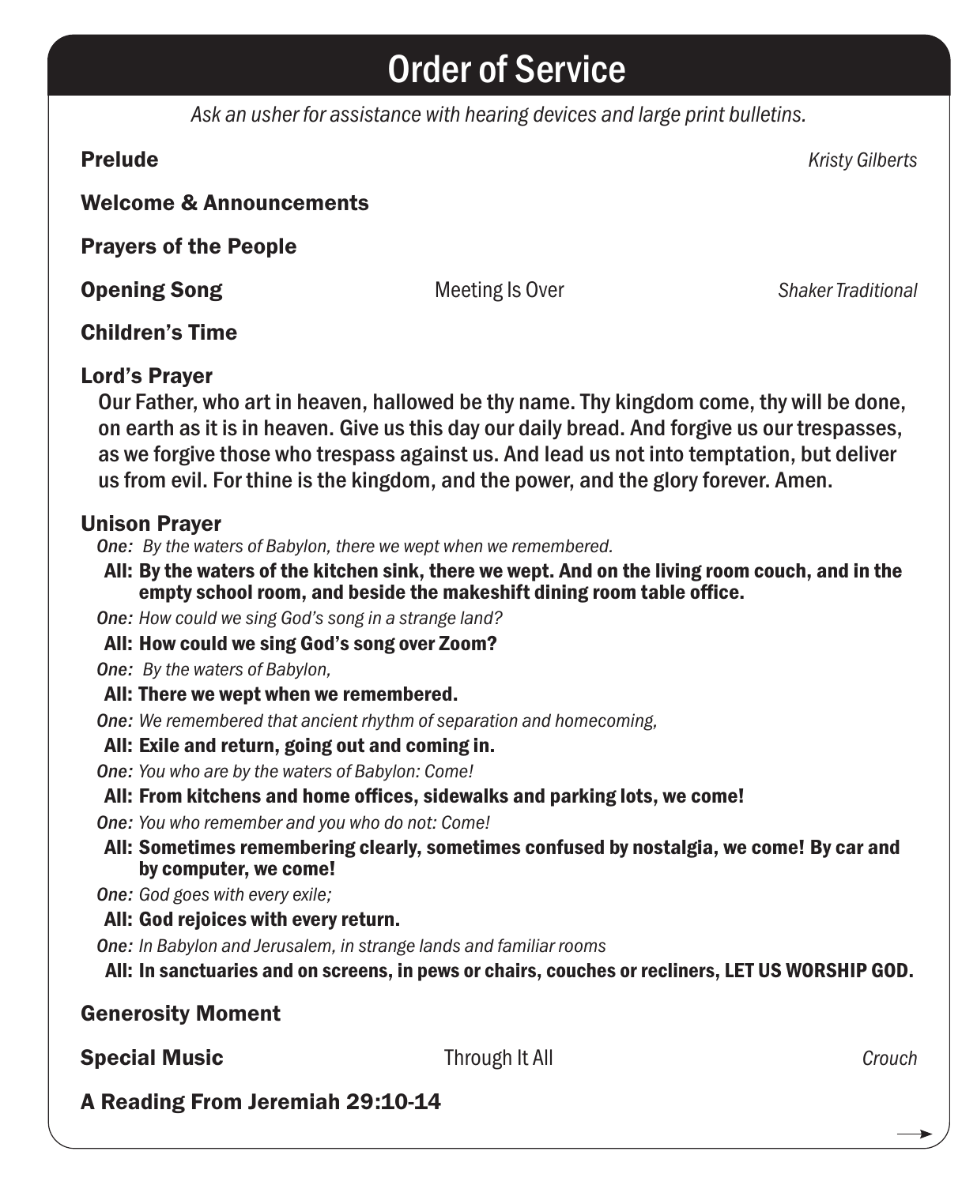# Order of Service

*Ask an usher for assistance with hearing devices and large print bulletins.*

**Prelude** — *Kristy Gilberts*

**Welcome & Announcements**

**Prayers of the People**

**Opening Song** — Meeting Is Over — *Shaker Traditional*

**Children's Time**

**Lord's Prayer**

Our Father, who art in heaven, hallowed be thy name. Thy kingdom come, thy will be done, on earth as it is in heaven. Give us this day our daily bread. And forgive us our trespasses, as we forgive those who trespass against us. And lead us not into temptation, but deliver us from evil. For thine is the kingdom, and the power, and the glory forever. Amen.

**Unison Prayer**

*One: By the waters of Babylon, there we wept when we remembered.*

**All: By the waters of the kitchen sink, there we wept. And on the living room couch, and in the empty school room, and beside the makeshift dining room table office.**

*One: How could we sing God's song in a strange land?*

**All: How could we sing God's song over Zoom?**

*One: By the waters of Babylon,*

**All: There we wept when we remembered.**

*One: We remembered that ancient rhythm of separation and homecoming,*

**All: Exile and return, going out and coming in.**

*One: You who are by the waters of Babylon: Come!*

**All: From kitchens and home offices, sidewalks and parking lots, we come!**

*One: You who remember and you who do not: Come!*

**All: Sometimes remembering clearly, sometimes confused by nostalgia, we come! By car and by computer, we come!**

*One: God goes with every exile;*

**All: God rejoices with every return.**

*One: In Babylon and Jerusalem, in strange lands and familiar rooms*

**All: In sanctuaries and on screens, in pews or chairs, couches or recliners, LET US WORSHIP GOD.**

**Generosity Moment**

**Special Music** — Through It All — *Crouch*

**A Reading From Jeremiah 29:10-14**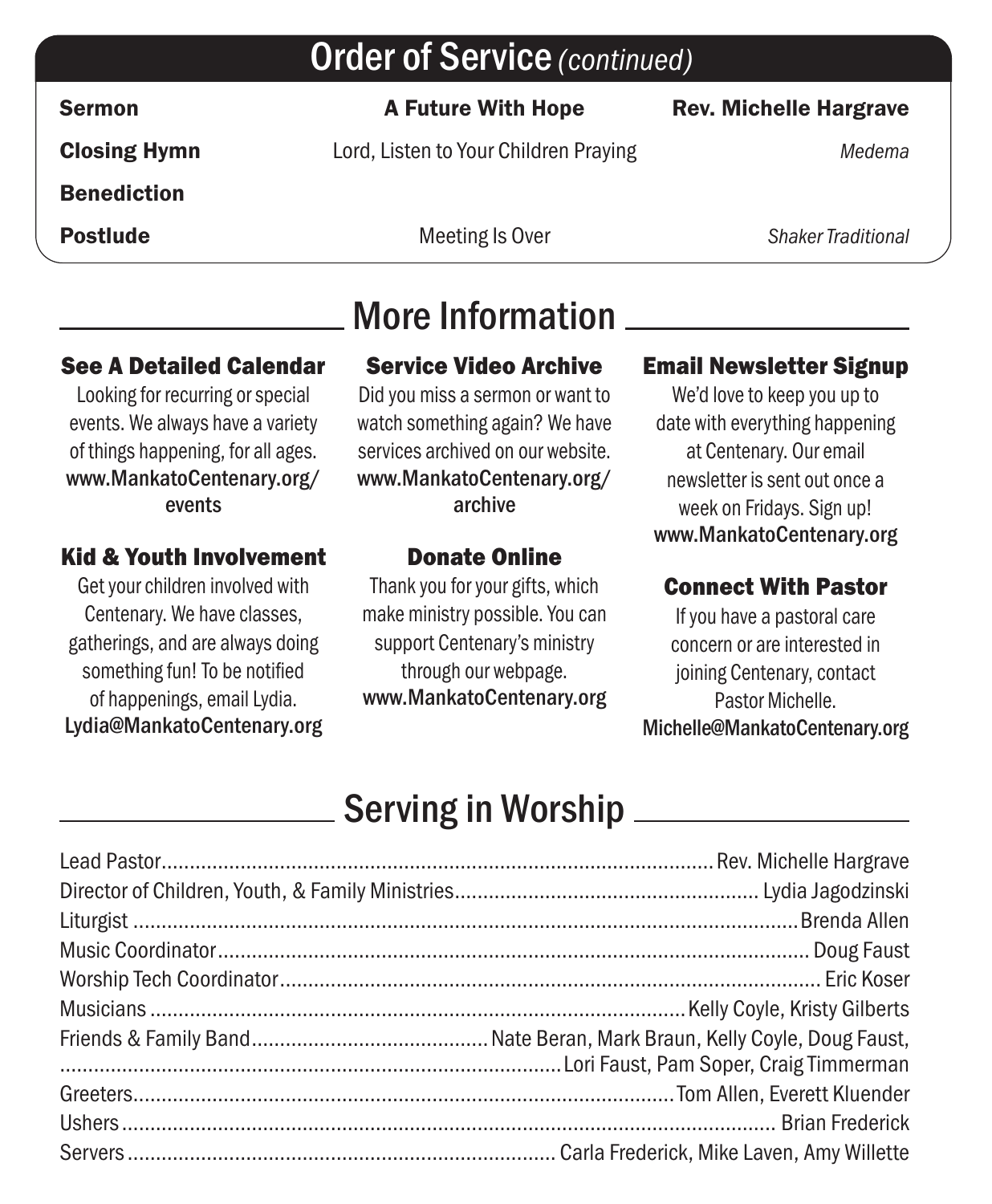## Order of Service *(continued)*

| | | |
|---|---|---|
| **Sermon** | **A Future With Hope** | **Rev. Michelle Hargrave** |
| **Closing Hymn** | Lord, Listen to Your Children Praying | *Medema* |
| **Benediction** | | |
| **Postlude** | Meeting Is Over | *Shaker Traditional* |

## More Information

### See A Detailed Calendar

Looking for recurring or special events. We always have a variety of things happening, for all ages.
www.MankatoCentenary.org/events

### Kid & Youth Involvement

Get your children involved with Centenary. We have classes, gatherings, and are always doing something fun! To be notified of happenings, email Lydia.
Lydia@MankatoCentenary.org

### Service Video Archive

Did you miss a sermon or want to watch something again? We have services archived on our website.
www.MankatoCentenary.org/archive

### Donate Online

Thank you for your gifts, which make ministry possible. You can support Centenary's ministry through our webpage.
www.MankatoCentenary.org

### Email Newsletter Signup

We'd love to keep you up to date with everything happening at Centenary. Our email newsletter is sent out once a week on Fridays. Sign up!
www.MankatoCentenary.org

### Connect With Pastor

If you have a pastoral care concern or are interested in joining Centenary, contact Pastor Michelle.
Michelle@MankatoCentenary.org

## Serving in Worship

| | |
|---|---|
| Lead Pastor | Rev. Michelle Hargrave |
| Director of Children, Youth, & Family Ministries | Lydia Jagodzinski |
| Liturgist | Brenda Allen |
| Music Coordinator | Doug Faust |
| Worship Tech Coordinator | Eric Koser |
| Musicians | Kelly Coyle, Kristy Gilberts |
| Friends & Family Band | Nate Beran, Mark Braun, Kelly Coyle, Doug Faust, Lori Faust, Pam Soper, Craig Timmerman |
| Greeters | Tom Allen, Everett Kluender |
| Ushers | Brian Frederick |
| Servers | Carla Frederick, Mike Laven, Amy Willette |